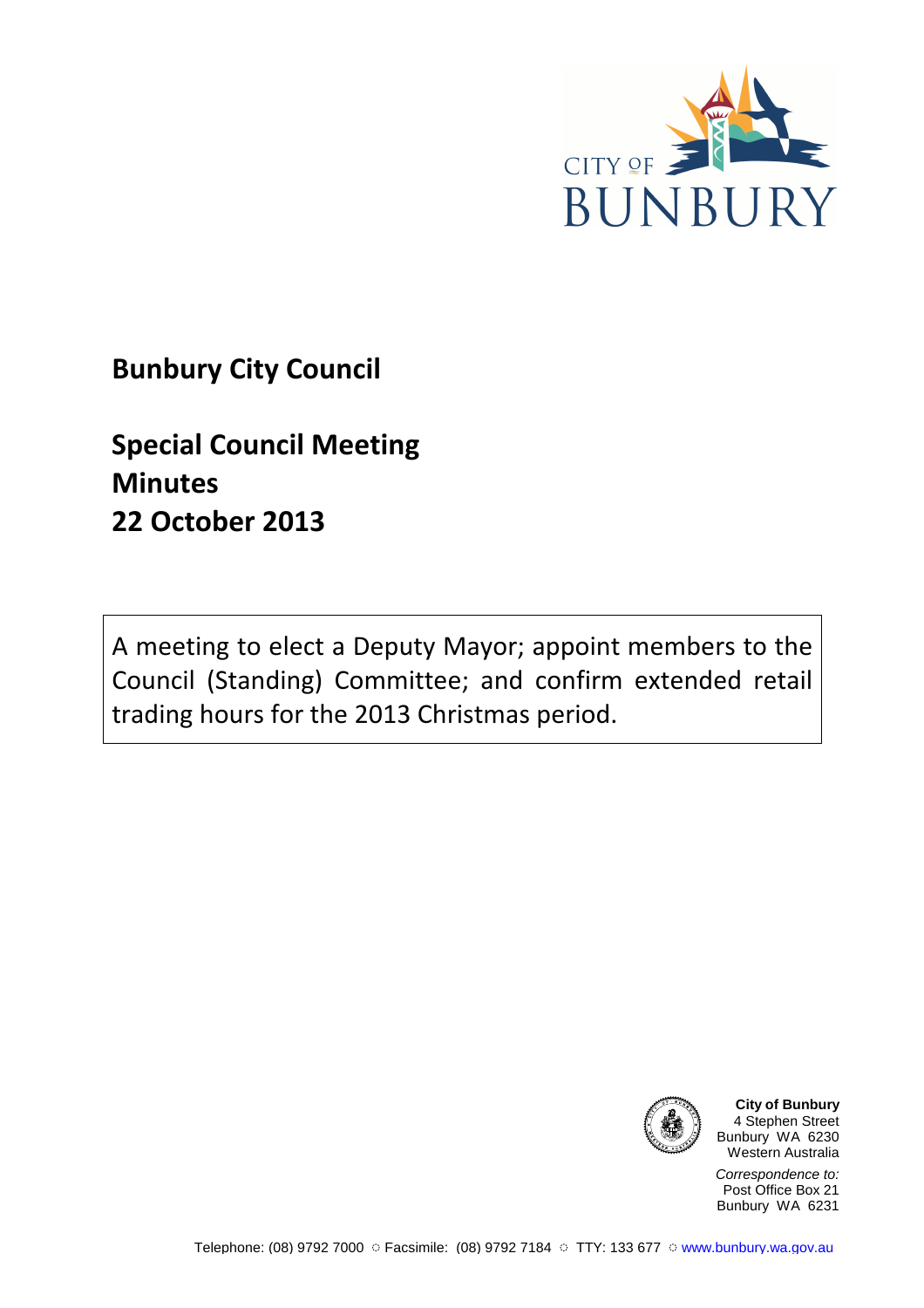CITY OF BUNBURY

# Bunbury City Council

## Special Council Meeting
## Minutes
## 22 October 2013

A meeting to elect a Deputy Mayor; appoint members to the Council (Standing) Committee; and confirm extended retail trading hours for the 2013 Christmas period.

**City of Bunbury**
4 Stephen Street
Bunbury WA 6230
Western Australia

*Correspondence to:*
Post Office Box 21
Bunbury WA 6231

Telephone: (08) 9792 7000 ○ Facsimile: (08) 9792 7184 ○ TTY: 133 677 ○ www.bunbury.wa.gov.au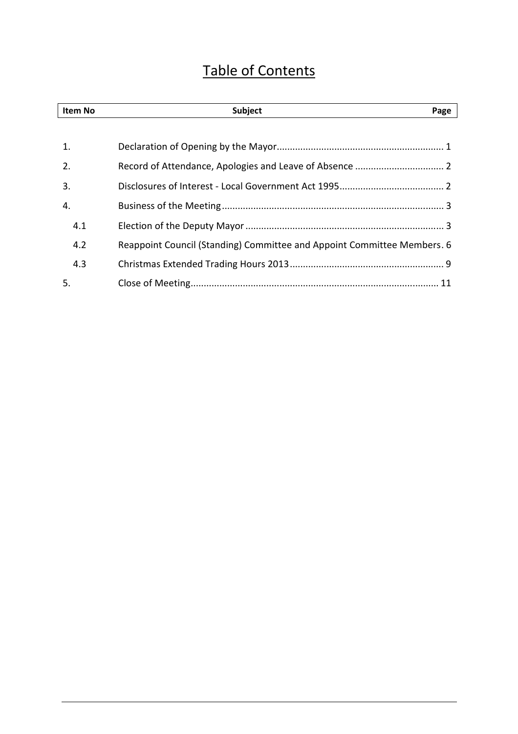# Table of Contents

| Item No | Subject | Page |
|---|---|---|
| 1. | Declaration of Opening by the Mayor | 1 |
| 2. | Record of Attendance, Apologies and Leave of Absence | 2 |
| 3. | Disclosures of Interest - Local Government Act 1995 | 2 |
| 4. | Business of the Meeting | 3 |
| 4.1 | Election of the Deputy Mayor | 3 |
| 4.2 | Reappoint Council (Standing) Committee and Appoint Committee Members | 6 |
| 4.3 | Christmas Extended Trading Hours 2013 | 9 |
| 5. | Close of Meeting | 11 |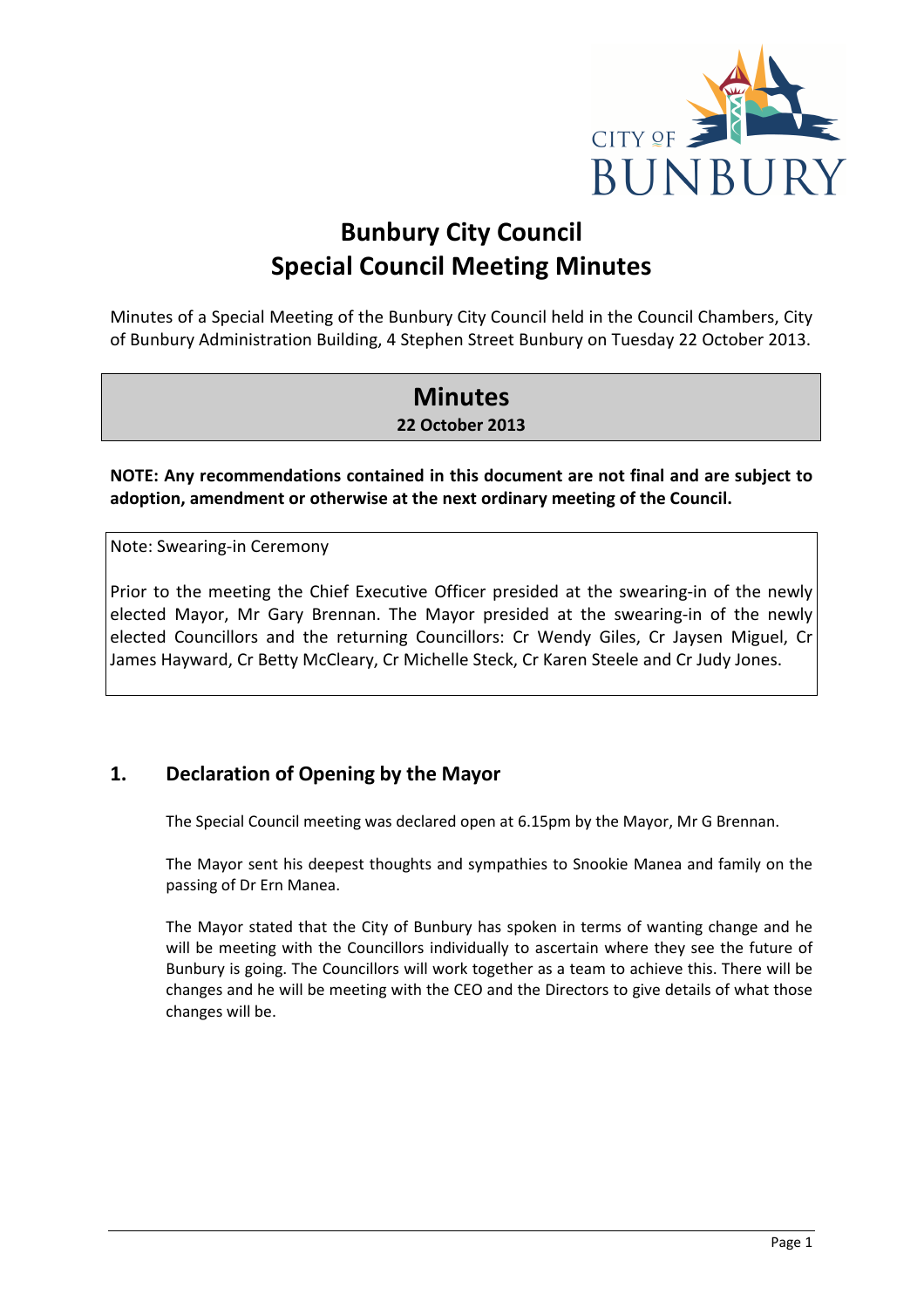# Bunbury City Council
# Special Council Meeting Minutes

Minutes of a Special Meeting of the Bunbury City Council held in the Council Chambers, City of Bunbury Administration Building, 4 Stephen Street Bunbury on Tuesday 22 October 2013.

| **Minutes** |
| --- |
| **22 October 2013** |

**NOTE: Any recommendations contained in this document are not final and are subject to adoption, amendment or otherwise at the next ordinary meeting of the Council.**

> Note: Swearing-in Ceremony
>
> Prior to the meeting the Chief Executive Officer presided at the swearing-in of the newly elected Mayor, Mr Gary Brennan. The Mayor presided at the swearing-in of the newly elected Councillors and the returning Councillors: Cr Wendy Giles, Cr Jaysen Miguel, Cr James Hayward, Cr Betty McCleary, Cr Michelle Steck, Cr Karen Steele and Cr Judy Jones.

## 1. Declaration of Opening by the Mayor

The Special Council meeting was declared open at 6.15pm by the Mayor, Mr G Brennan.

The Mayor sent his deepest thoughts and sympathies to Snookie Manea and family on the passing of Dr Ern Manea.

The Mayor stated that the City of Bunbury has spoken in terms of wanting change and he will be meeting with the Councillors individually to ascertain where they see the future of Bunbury is going. The Councillors will work together as a team to achieve this. There will be changes and he will be meeting with the CEO and the Directors to give details of what those changes will be.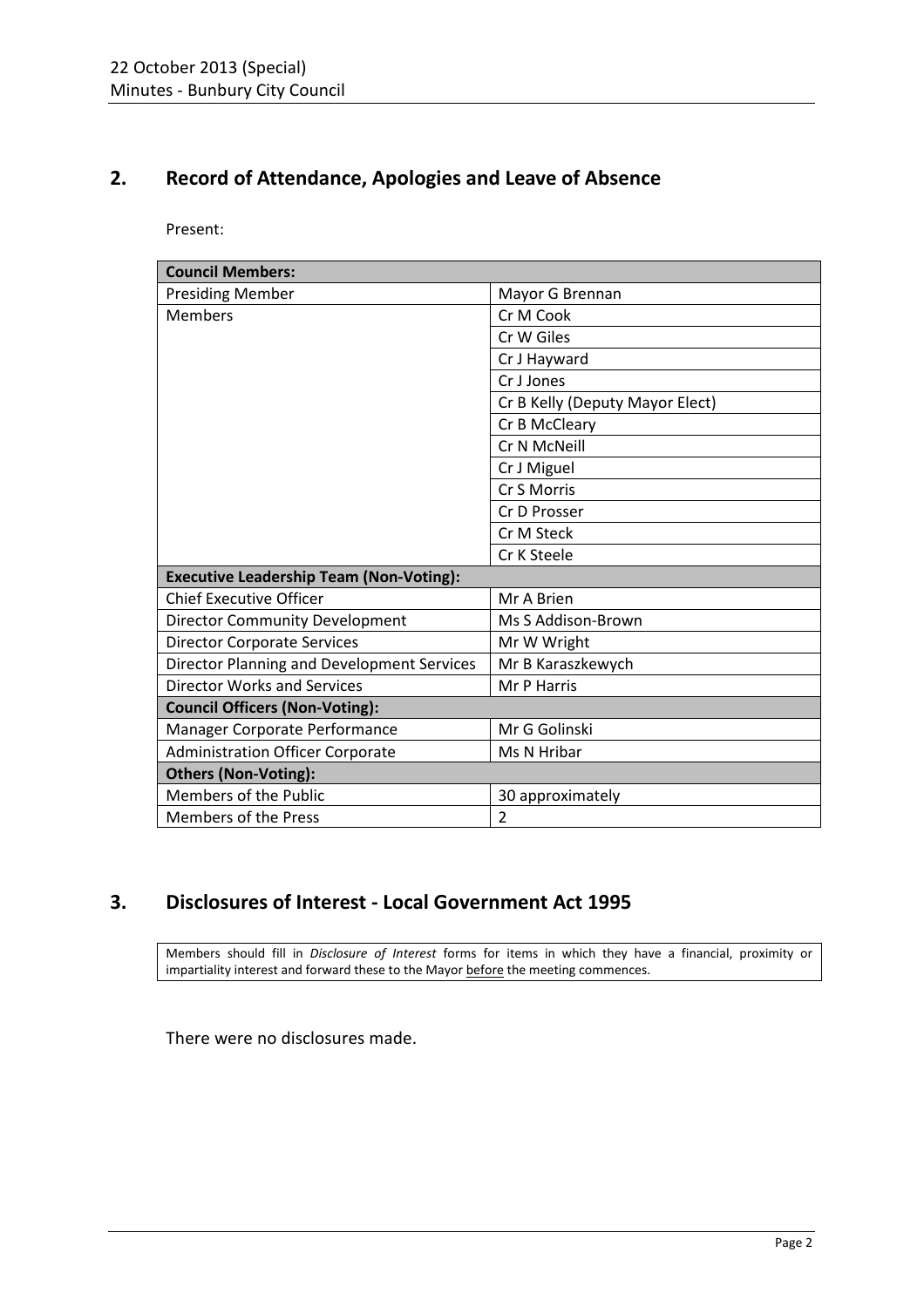## 2. Record of Attendance, Apologies and Leave of Absence

Present:

| **Council Members:** | |
|---|---|
| Presiding Member | Mayor G Brennan |
| Members | Cr M Cook |
| | Cr W Giles |
| | Cr J Hayward |
| | Cr J Jones |
| | Cr B Kelly (Deputy Mayor Elect) |
| | Cr B McCleary |
| | Cr N McNeill |
| | Cr J Miguel |
| | Cr S Morris |
| | Cr D Prosser |
| | Cr M Steck |
| | Cr K Steele |
| **Executive Leadership Team (Non-Voting):** | |
| Chief Executive Officer | Mr A Brien |
| Director Community Development | Ms S Addison-Brown |
| Director Corporate Services | Mr W Wright |
| Director Planning and Development Services | Mr B Karaszkewych |
| Director Works and Services | Mr P Harris |
| **Council Officers (Non-Voting):** | |
| Manager Corporate Performance | Mr G Golinski |
| Administration Officer Corporate | Ms N Hribar |
| **Others (Non-Voting):** | |
| Members of the Public | 30 approximately |
| Members of the Press | 2 |

## 3. Disclosures of Interest - Local Government Act 1995

Members should fill in *Disclosure of Interest* forms for items in which they have a financial, proximity or impartiality interest and forward these to the Mayor before the meeting commences.

There were no disclosures made.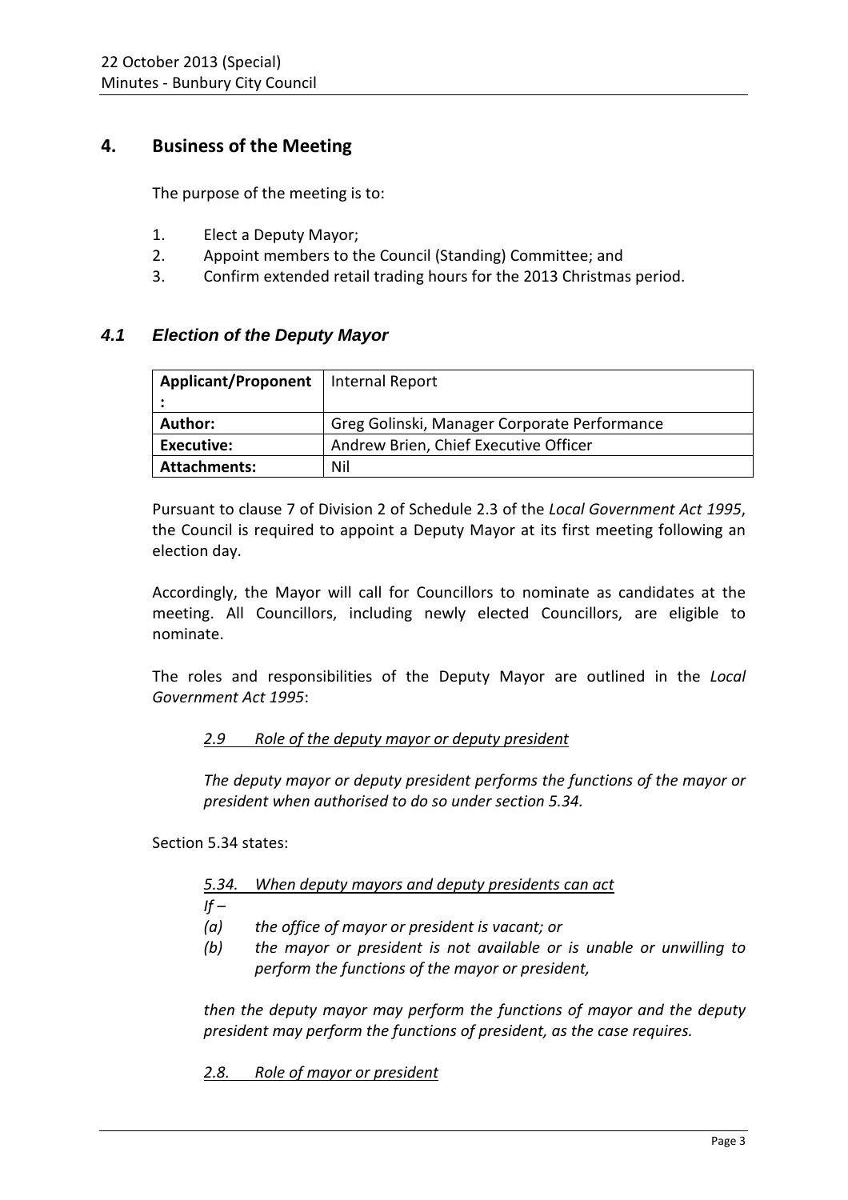## 4. Business of the Meeting

The purpose of the meeting is to:

1. Elect a Deputy Mayor;
2. Appoint members to the Council (Standing) Committee; and
3. Confirm extended retail trading hours for the 2013 Christmas period.

### *4.1 Election of the Deputy Mayor*

| **Applicant/Proponent:** | Internal Report |
|---|---|
| **Author:** | Greg Golinski, Manager Corporate Performance |
| **Executive:** | Andrew Brien, Chief Executive Officer |
| **Attachments:** | Nil |

Pursuant to clause 7 of Division 2 of Schedule 2.3 of the *Local Government Act 1995*, the Council is required to appoint a Deputy Mayor at its first meeting following an election day.

Accordingly, the Mayor will call for Councillors to nominate as candidates at the meeting. All Councillors, including newly elected Councillors, are eligible to nominate.

The roles and responsibilities of the Deputy Mayor are outlined in the *Local Government Act 1995*:

> *2.9 Role of the deputy mayor or deputy president*
>
> *The deputy mayor or deputy president performs the functions of the mayor or president when authorised to do so under section 5.34.*

Section 5.34 states:

> *5.34. When deputy mayors and deputy presidents can act*
>
> *If –*
>
> *(a) the office of mayor or president is vacant; or*
>
> *(b) the mayor or president is not available or is unable or unwilling to perform the functions of the mayor or president,*
>
> *then the deputy mayor may perform the functions of mayor and the deputy president may perform the functions of president, as the case requires.*
>
> *2.8. Role of mayor or president*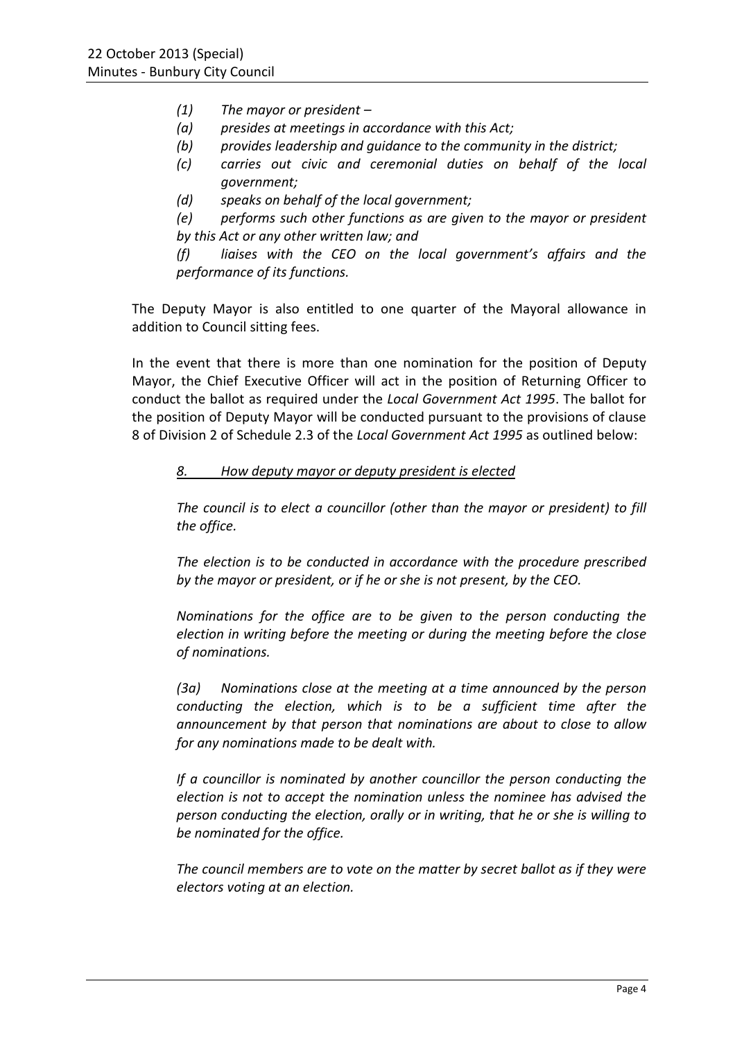*(1) The mayor or president –*

*(a) presides at meetings in accordance with this Act;*

*(b) provides leadership and guidance to the community in the district;*

*(c) carries out civic and ceremonial duties on behalf of the local government;*

*(d) speaks on behalf of the local government;*

*(e) performs such other functions as are given to the mayor or president by this Act or any other written law; and*

*(f) liaises with the CEO on the local government's affairs and the performance of its functions.*

The Deputy Mayor is also entitled to one quarter of the Mayoral allowance in addition to Council sitting fees.

In the event that there is more than one nomination for the position of Deputy Mayor, the Chief Executive Officer will act in the position of Returning Officer to conduct the ballot as required under the *Local Government Act 1995*. The ballot for the position of Deputy Mayor will be conducted pursuant to the provisions of clause 8 of Division 2 of Schedule 2.3 of the *Local Government Act 1995* as outlined below:

*<u>8. How deputy mayor or deputy president is elected</u>*

*The council is to elect a councillor (other than the mayor or president) to fill the office.*

*The election is to be conducted in accordance with the procedure prescribed by the mayor or president, or if he or she is not present, by the CEO.*

*Nominations for the office are to be given to the person conducting the election in writing before the meeting or during the meeting before the close of nominations.*

*(3a) Nominations close at the meeting at a time announced by the person conducting the election, which is to be a sufficient time after the announcement by that person that nominations are about to close to allow for any nominations made to be dealt with.*

*If a councillor is nominated by another councillor the person conducting the election is not to accept the nomination unless the nominee has advised the person conducting the election, orally or in writing, that he or she is willing to be nominated for the office.*

*The council members are to vote on the matter by secret ballot as if they were electors voting at an election.*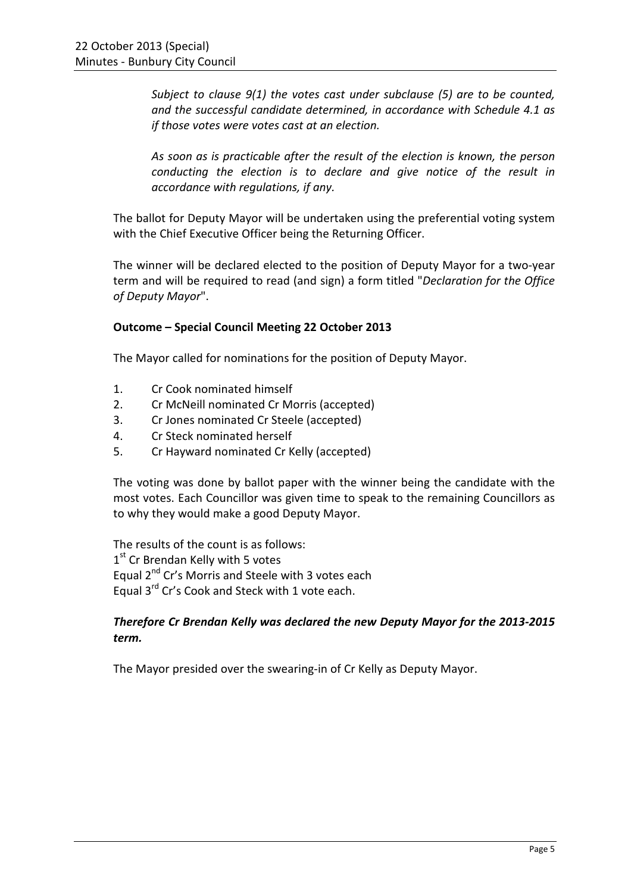*Subject to clause 9(1) the votes cast under subclause (5) are to be counted, and the successful candidate determined, in accordance with Schedule 4.1 as if those votes were votes cast at an election.*

*As soon as is practicable after the result of the election is known, the person conducting the election is to declare and give notice of the result in accordance with regulations, if any.*

The ballot for Deputy Mayor will be undertaken using the preferential voting system with the Chief Executive Officer being the Returning Officer.

The winner will be declared elected to the position of Deputy Mayor for a two-year term and will be required to read (and sign) a form titled "*Declaration for the Office of Deputy Mayor*".

**Outcome – Special Council Meeting 22 October 2013**

The Mayor called for nominations for the position of Deputy Mayor.

1. Cr Cook nominated himself
2. Cr McNeill nominated Cr Morris (accepted)
3. Cr Jones nominated Cr Steele (accepted)
4. Cr Steck nominated herself
5. Cr Hayward nominated Cr Kelly (accepted)

The voting was done by ballot paper with the winner being the candidate with the most votes. Each Councillor was given time to speak to the remaining Councillors as to why they would make a good Deputy Mayor.

The results of the count is as follows:
1st Cr Brendan Kelly with 5 votes
Equal 2nd Cr's Morris and Steele with 3 votes each
Equal 3rd Cr's Cook and Steck with 1 vote each.

***Therefore Cr Brendan Kelly was declared the new Deputy Mayor for the 2013-2015 term.***

The Mayor presided over the swearing-in of Cr Kelly as Deputy Mayor.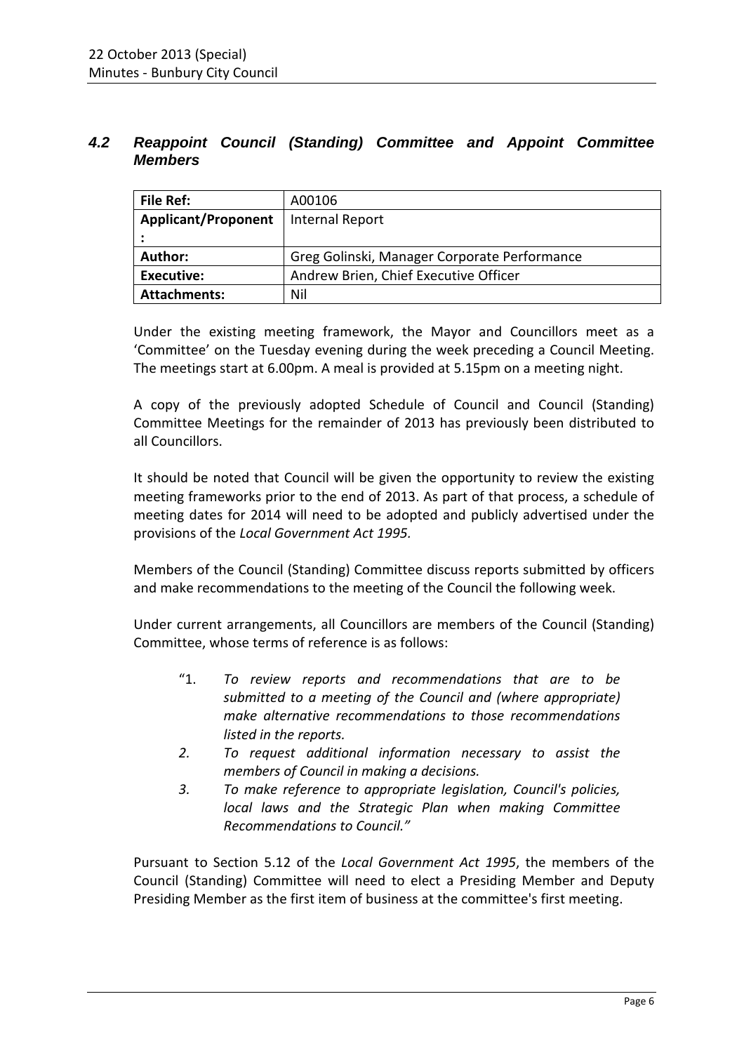## *4.2 Reappoint Council (Standing) Committee and Appoint Committee Members*

| **File Ref:** | A00106 |
|---|---|
| **Applicant/Proponent:** | Internal Report |
| **Author:** | Greg Golinski, Manager Corporate Performance |
| **Executive:** | Andrew Brien, Chief Executive Officer |
| **Attachments:** | Nil |

Under the existing meeting framework, the Mayor and Councillors meet as a 'Committee' on the Tuesday evening during the week preceding a Council Meeting. The meetings start at 6.00pm. A meal is provided at 5.15pm on a meeting night.

A copy of the previously adopted Schedule of Council and Council (Standing) Committee Meetings for the remainder of 2013 has previously been distributed to all Councillors.

It should be noted that Council will be given the opportunity to review the existing meeting frameworks prior to the end of 2013. As part of that process, a schedule of meeting dates for 2014 will need to be adopted and publicly advertised under the provisions of the *Local Government Act 1995.*

Members of the Council (Standing) Committee discuss reports submitted by officers and make recommendations to the meeting of the Council the following week.

Under current arrangements, all Councillors are members of the Council (Standing) Committee, whose terms of reference is as follows:

> "1. *To review reports and recommendations that are to be submitted to a meeting of the Council and (where appropriate) make alternative recommendations to those recommendations listed in the reports.*
>
> *2. To request additional information necessary to assist the members of Council in making a decisions.*
>
> *3. To make reference to appropriate legislation, Council's policies, local laws and the Strategic Plan when making Committee Recommendations to Council."*

Pursuant to Section 5.12 of the *Local Government Act 1995*, the members of the Council (Standing) Committee will need to elect a Presiding Member and Deputy Presiding Member as the first item of business at the committee's first meeting.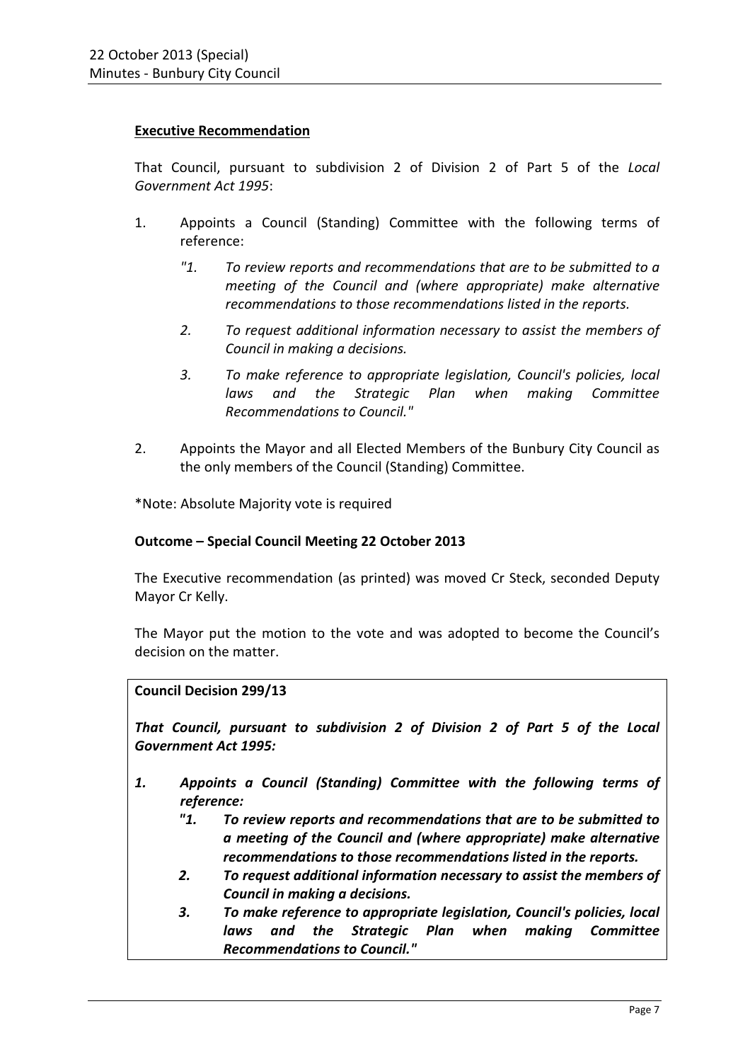**Executive Recommendation**

That Council, pursuant to subdivision 2 of Division 2 of Part 5 of the *Local Government Act 1995*:

1. Appoints a Council (Standing) Committee with the following terms of reference:

   *"1. To review reports and recommendations that are to be submitted to a meeting of the Council and (where appropriate) make alternative recommendations to those recommendations listed in the reports.*

   *2. To request additional information necessary to assist the members of Council in making a decisions.*

   *3. To make reference to appropriate legislation, Council's policies, local laws and the Strategic Plan when making Committee Recommendations to Council."*

2. Appoints the Mayor and all Elected Members of the Bunbury City Council as the only members of the Council (Standing) Committee.

*Note: Absolute Majority vote is required

**Outcome – Special Council Meeting 22 October 2013**

The Executive recommendation (as printed) was moved Cr Steck, seconded Deputy Mayor Cr Kelly.

The Mayor put the motion to the vote and was adopted to become the Council's decision on the matter.

**Council Decision 299/13**

***That Council, pursuant to subdivision 2 of Division 2 of Part 5 of the Local Government Act 1995:***

1. ***Appoints a Council (Standing) Committee with the following terms of reference:***

   ***"1. To review reports and recommendations that are to be submitted to a meeting of the Council and (where appropriate) make alternative recommendations to those recommendations listed in the reports.***

   ***2. To request additional information necessary to assist the members of Council in making a decisions.***

   ***3. To make reference to appropriate legislation, Council's policies, local laws and the Strategic Plan when making Committee Recommendations to Council."***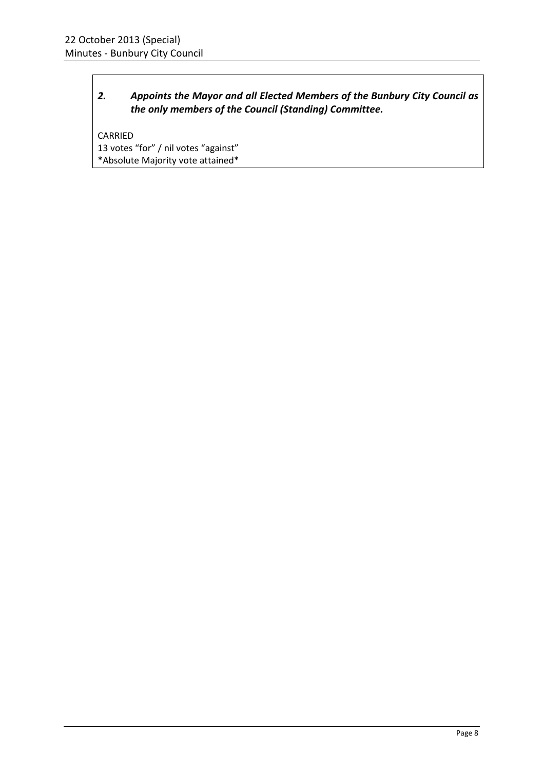*2. Appoints the Mayor and all Elected Members of the Bunbury City Council as the only members of the Council (Standing) Committee.*

CARRIED
13 votes "for" / nil votes "against"
*Absolute Majority vote attained*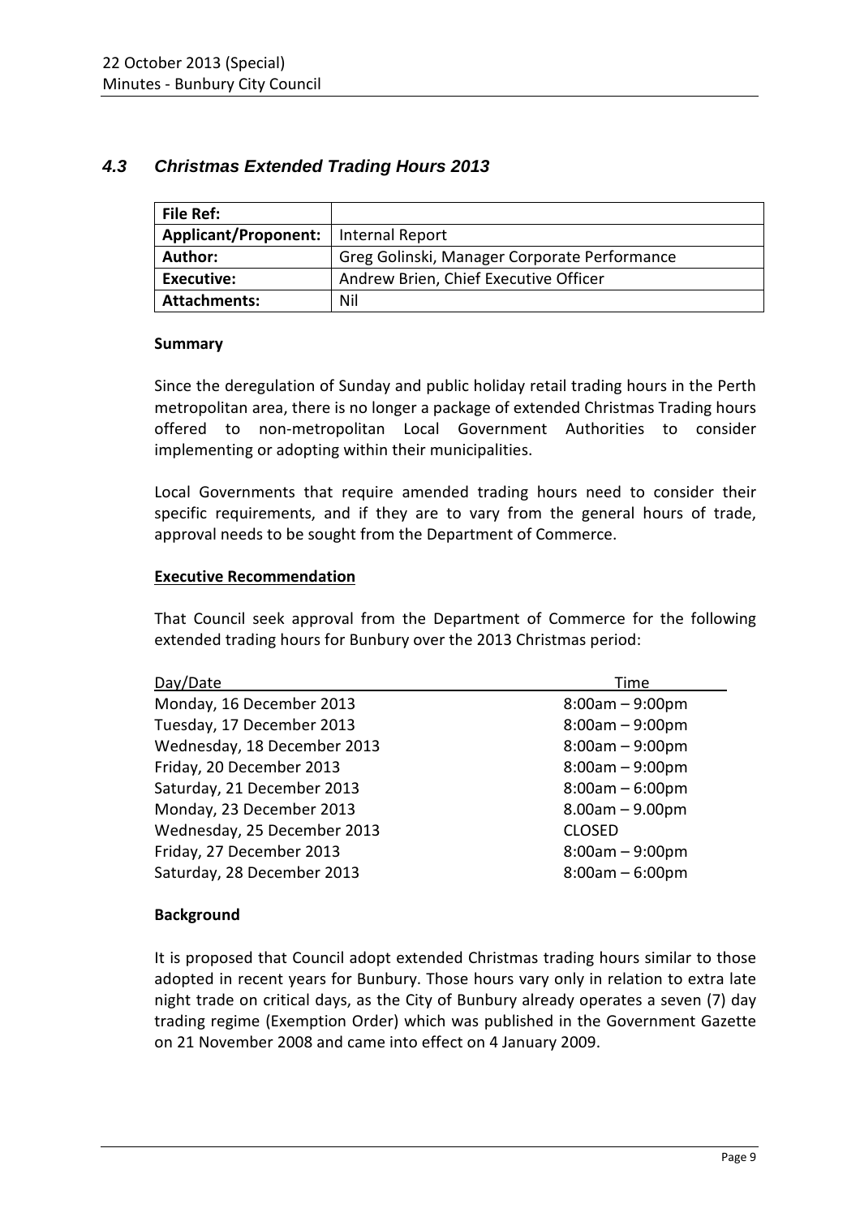## *4.3 Christmas Extended Trading Hours 2013*

| File Ref: | |
|---|---|
| Applicant/Proponent: | Internal Report |
| Author: | Greg Golinski, Manager Corporate Performance |
| Executive: | Andrew Brien, Chief Executive Officer |
| Attachments: | Nil |

**Summary**

Since the deregulation of Sunday and public holiday retail trading hours in the Perth metropolitan area, there is no longer a package of extended Christmas Trading hours offered to non-metropolitan Local Government Authorities to consider implementing or adopting within their municipalities.

Local Governments that require amended trading hours need to consider their specific requirements, and if they are to vary from the general hours of trade, approval needs to be sought from the Department of Commerce.

**Executive Recommendation**

That Council seek approval from the Department of Commerce for the following extended trading hours for Bunbury over the 2013 Christmas period:

| Day/Date | Time |
|---|---|
| Monday, 16 December 2013 | 8:00am – 9:00pm |
| Tuesday, 17 December 2013 | 8:00am – 9:00pm |
| Wednesday, 18 December 2013 | 8:00am – 9:00pm |
| Friday, 20 December 2013 | 8:00am – 9:00pm |
| Saturday, 21 December 2013 | 8:00am – 6:00pm |
| Monday, 23 December 2013 | 8.00am – 9.00pm |
| Wednesday, 25 December 2013 | CLOSED |
| Friday, 27 December 2013 | 8:00am – 9:00pm |
| Saturday, 28 December 2013 | 8:00am – 6:00pm |

**Background**

It is proposed that Council adopt extended Christmas trading hours similar to those adopted in recent years for Bunbury. Those hours vary only in relation to extra late night trade on critical days, as the City of Bunbury already operates a seven (7) day trading regime (Exemption Order) which was published in the Government Gazette on 21 November 2008 and came into effect on 4 January 2009.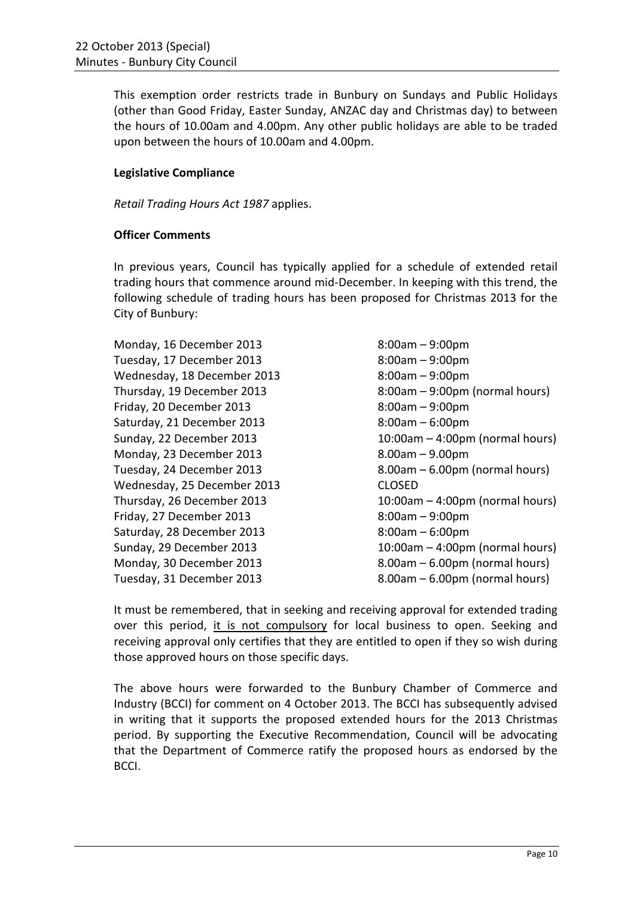This exemption order restricts trade in Bunbury on Sundays and Public Holidays (other than Good Friday, Easter Sunday, ANZAC day and Christmas day) to between the hours of 10.00am and 4.00pm. Any other public holidays are able to be traded upon between the hours of 10.00am and 4.00pm.

**Legislative Compliance**

*Retail Trading Hours Act 1987* applies.

**Officer Comments**

In previous years, Council has typically applied for a schedule of extended retail trading hours that commence around mid-December. In keeping with this trend, the following schedule of trading hours has been proposed for Christmas 2013 for the City of Bunbury:

| | |
|---|---|
| Monday, 16 December 2013 | 8:00am – 9:00pm |
| Tuesday, 17 December 2013 | 8:00am – 9:00pm |
| Wednesday, 18 December 2013 | 8:00am – 9:00pm |
| Thursday, 19 December 2013 | 8:00am – 9:00pm (normal hours) |
| Friday, 20 December 2013 | 8:00am – 9:00pm |
| Saturday, 21 December 2013 | 8:00am – 6:00pm |
| Sunday, 22 December 2013 | 10:00am – 4:00pm (normal hours) |
| Monday, 23 December 2013 | 8.00am – 9.00pm |
| Tuesday, 24 December 2013 | 8.00am – 6.00pm (normal hours) |
| Wednesday, 25 December 2013 | CLOSED |
| Thursday, 26 December 2013 | 10:00am – 4:00pm (normal hours) |
| Friday, 27 December 2013 | 8:00am – 9:00pm |
| Saturday, 28 December 2013 | 8:00am – 6:00pm |
| Sunday, 29 December 2013 | 10:00am – 4:00pm (normal hours) |
| Monday, 30 December 2013 | 8.00am – 6.00pm (normal hours) |
| Tuesday, 31 December 2013 | 8.00am – 6.00pm (normal hours) |

It must be remembered, that in seeking and receiving approval for extended trading over this period, it is not compulsory for local business to open. Seeking and receiving approval only certifies that they are entitled to open if they so wish during those approved hours on those specific days.

The above hours were forwarded to the Bunbury Chamber of Commerce and Industry (BCCI) for comment on 4 October 2013. The BCCI has subsequently advised in writing that it supports the proposed extended hours for the 2013 Christmas period. By supporting the Executive Recommendation, Council will be advocating that the Department of Commerce ratify the proposed hours as endorsed by the BCCI.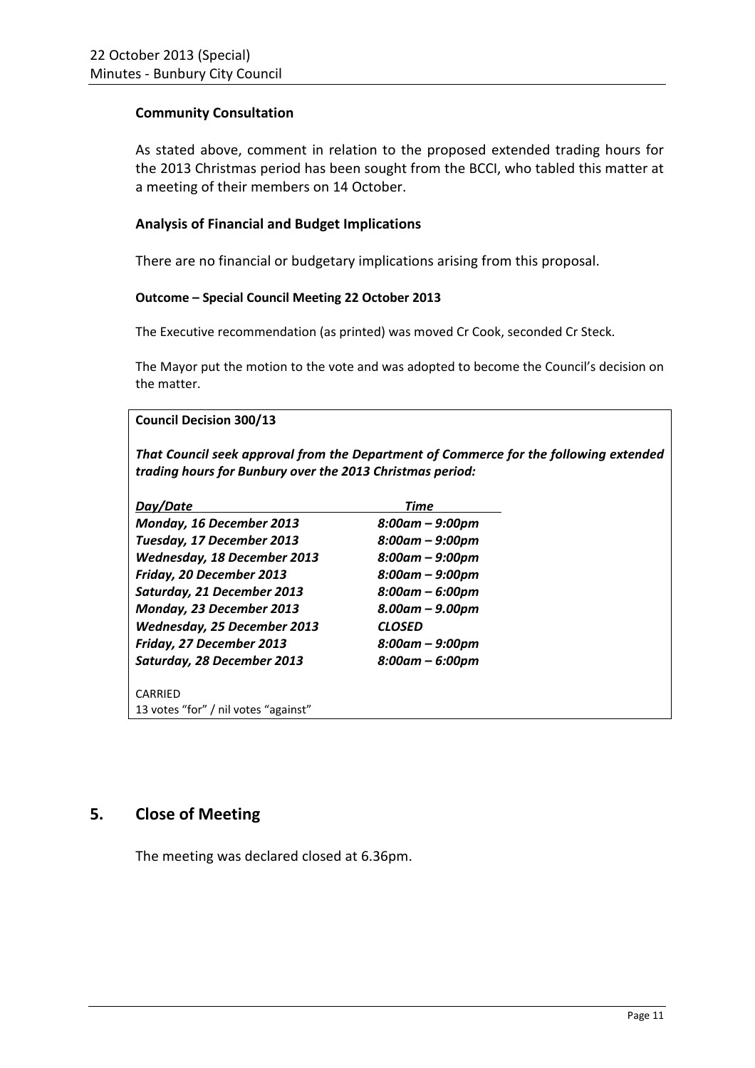**Community Consultation**

As stated above, comment in relation to the proposed extended trading hours for the 2013 Christmas period has been sought from the BCCI, who tabled this matter at a meeting of their members on 14 October.

**Analysis of Financial and Budget Implications**

There are no financial or budgetary implications arising from this proposal.

**Outcome – Special Council Meeting 22 October 2013**

The Executive recommendation (as printed) was moved Cr Cook, seconded Cr Steck.

The Mayor put the motion to the vote and was adopted to become the Council's decision on the matter.

**Council Decision 300/13**

***That Council seek approval from the Department of Commerce for the following extended trading hours for Bunbury over the 2013 Christmas period:***

| ***Day/Date*** | ***Time*** |
|---|---|
| ***Monday, 16 December 2013*** | ***8:00am – 9:00pm*** |
| ***Tuesday, 17 December 2013*** | ***8:00am – 9:00pm*** |
| ***Wednesday, 18 December 2013*** | ***8:00am – 9:00pm*** |
| ***Friday, 20 December 2013*** | ***8:00am – 9:00pm*** |
| ***Saturday, 21 December 2013*** | ***8:00am – 6:00pm*** |
| ***Monday, 23 December 2013*** | ***8.00am – 9.00pm*** |
| ***Wednesday, 25 December 2013*** | ***CLOSED*** |
| ***Friday, 27 December 2013*** | ***8:00am – 9:00pm*** |
| ***Saturday, 28 December 2013*** | ***8:00am – 6:00pm*** |

CARRIED
13 votes "for" / nil votes "against"

## 5. Close of Meeting

The meeting was declared closed at 6.36pm.